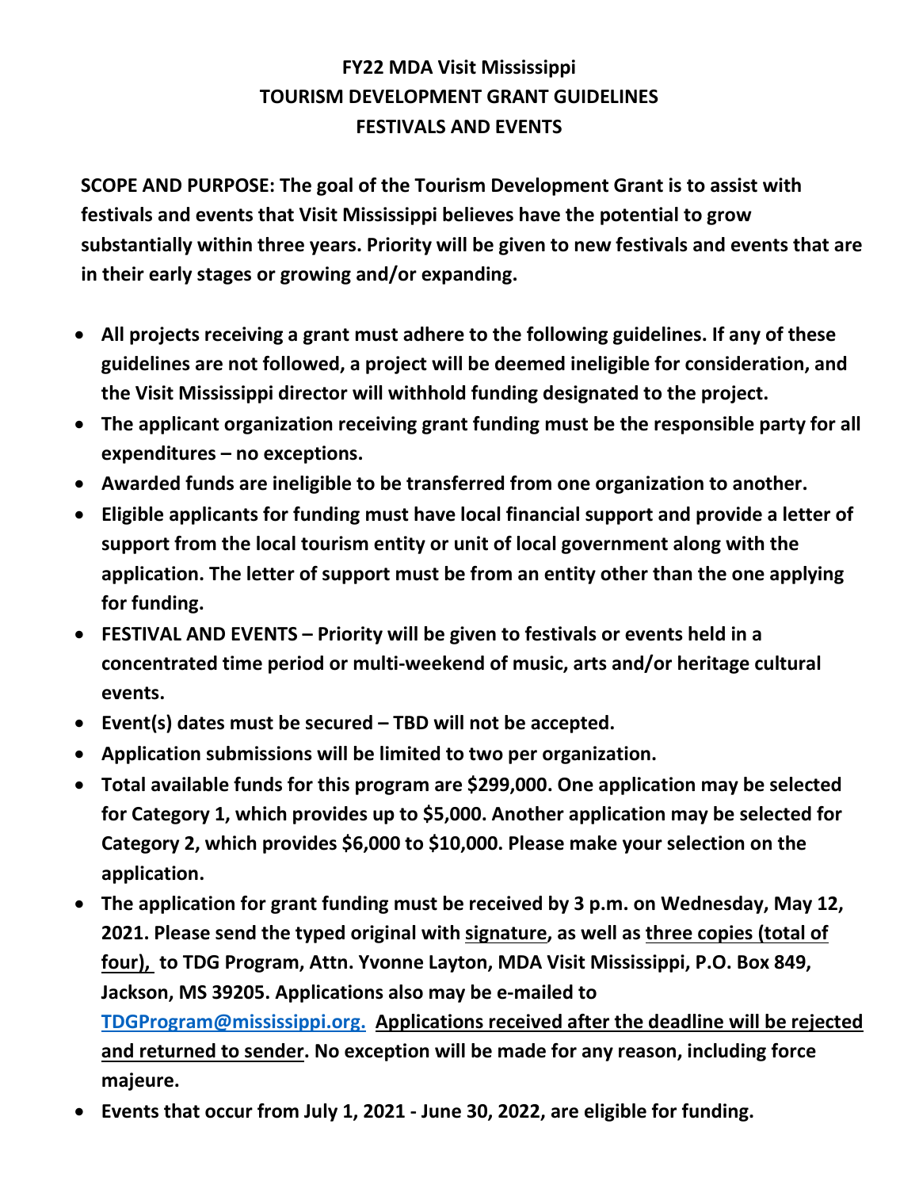# FY22 MDA Visit Mississippi
# TOURISM DEVELOPMENT GRANT GUIDELINES
# FESTIVALS AND EVENTS

**SCOPE AND PURPOSE: The goal of the Tourism Development Grant is to assist with festivals and events that Visit Mississippi believes have the potential to grow substantially within three years. Priority will be given to new festivals and events that are in their early stages or growing and/or expanding.**

- **All projects receiving a grant must adhere to the following guidelines. If any of these guidelines are not followed, a project will be deemed ineligible for consideration, and the Visit Mississippi director will withhold funding designated to the project.**
- **The applicant organization receiving grant funding must be the responsible party for all expenditures – no exceptions.**
- **Awarded funds are ineligible to be transferred from one organization to another.**
- **Eligible applicants for funding must have local financial support and provide a letter of support from the local tourism entity or unit of local government along with the application. The letter of support must be from an entity other than the one applying for funding.**
- **FESTIVAL AND EVENTS – Priority will be given to festivals or events held in a concentrated time period or multi-weekend of music, arts and/or heritage cultural events.**
- **Event(s) dates must be secured – TBD will not be accepted.**
- **Application submissions will be limited to two per organization.**
- **Total available funds for this program are $299,000. One application may be selected for Category 1, which provides up to $5,000. Another application may be selected for Category 2, which provides $6,000 to $10,000. Please make your selection on the application.**
- **The application for grant funding must be received by 3 p.m. on Wednesday, May 12, 2021. Please send the typed original with <u>signature</u>, as well as <u>three copies (total of four),</u> to TDG Program, Attn. Yvonne Layton, MDA Visit Mississippi, P.O. Box 849, Jackson, MS 39205. Applications also may be e-mailed to [TDGProgram@mississippi.org.](mailto:TDGProgram@mississippi.org) <u>Applications received after the deadline will be rejected and returned to sender</u>. No exception will be made for any reason, including force majeure.**
- **Events that occur from July 1, 2021 - June 30, 2022, are eligible for funding.**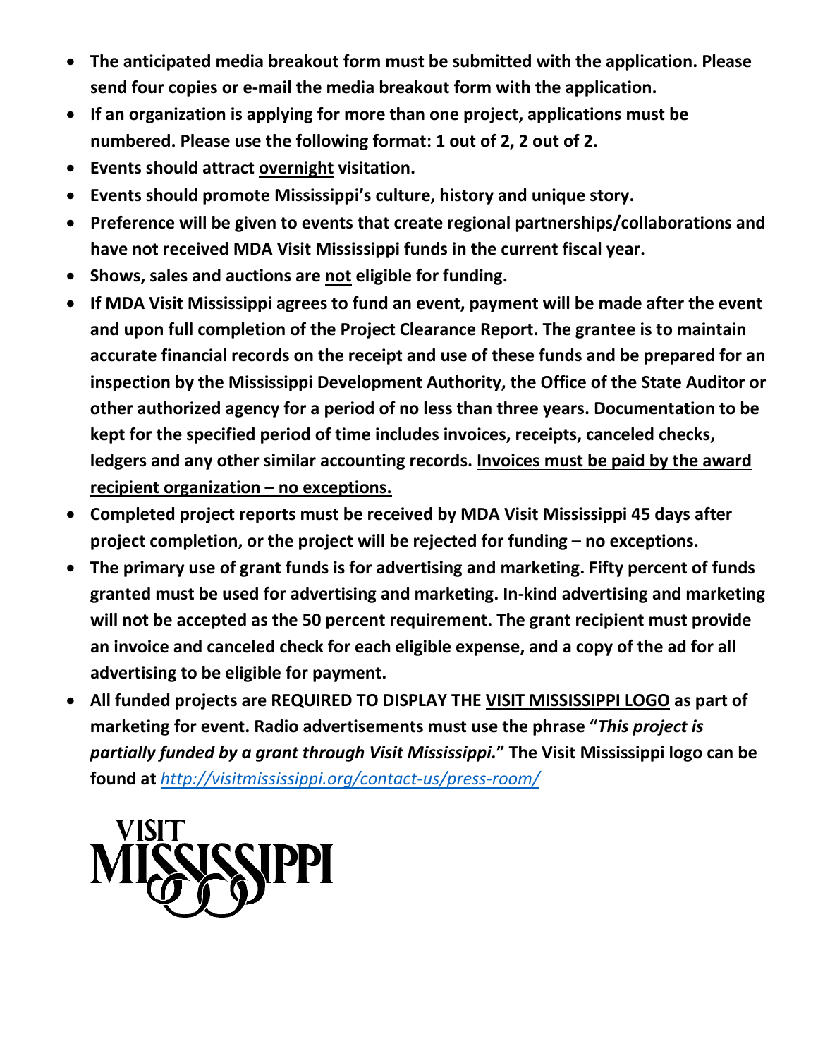- **The anticipated media breakout form must be submitted with the application. Please send four copies or e-mail the media breakout form with the application.**
- **If an organization is applying for more than one project, applications must be numbered. Please use the following format: 1 out of 2, 2 out of 2.**
- **Events should attract overnight visitation.**
- **Events should promote Mississippi's culture, history and unique story.**
- **Preference will be given to events that create regional partnerships/collaborations and have not received MDA Visit Mississippi funds in the current fiscal year.**
- **Shows, sales and auctions are not eligible for funding.**
- **If MDA Visit Mississippi agrees to fund an event, payment will be made after the event and upon full completion of the Project Clearance Report. The grantee is to maintain accurate financial records on the receipt and use of these funds and be prepared for an inspection by the Mississippi Development Authority, the Office of the State Auditor or other authorized agency for a period of no less than three years. Documentation to be kept for the specified period of time includes invoices, receipts, canceled checks, ledgers and any other similar accounting records. Invoices must be paid by the award recipient organization – no exceptions.**
- **Completed project reports must be received by MDA Visit Mississippi 45 days after project completion, or the project will be rejected for funding – no exceptions.**
- **The primary use of grant funds is for advertising and marketing. Fifty percent of funds granted must be used for advertising and marketing. In-kind advertising and marketing will not be accepted as the 50 percent requirement. The grant recipient must provide an invoice and canceled check for each eligible expense, and a copy of the ad for all advertising to be eligible for payment.**
- **All funded projects are REQUIRED TO DISPLAY THE VISIT MISSISSIPPI LOGO as part of marketing for event. Radio advertisements must use the phrase "*This project is partially funded by a grant through Visit Mississippi.*" The Visit Mississippi logo can be found at** *http://visitmississippi.org/contact-us/press-room/*

VISIT MISSISSIPPI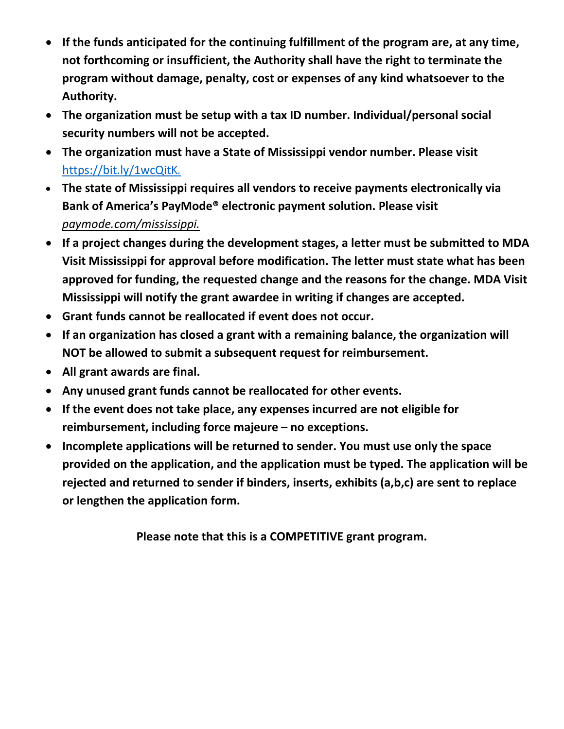- **If the funds anticipated for the continuing fulfillment of the program are, at any time, not forthcoming or insufficient, the Authority shall have the right to terminate the program without damage, penalty, cost or expenses of any kind whatsoever to the Authority.**
- **The organization must be setup with a tax ID number. Individual/personal social security numbers will not be accepted.**
- **The organization must have a State of Mississippi vendor number. Please visit** https://bit.ly/1wcQitK.
- **The state of Mississippi requires all vendors to receive payments electronically via Bank of America's PayMode® electronic payment solution. Please visit** *paymode.com/mississippi.*
- **If a project changes during the development stages, a letter must be submitted to MDA Visit Mississippi for approval before modification. The letter must state what has been approved for funding, the requested change and the reasons for the change. MDA Visit Mississippi will notify the grant awardee in writing if changes are accepted.**
- **Grant funds cannot be reallocated if event does not occur.**
- **If an organization has closed a grant with a remaining balance, the organization will NOT be allowed to submit a subsequent request for reimbursement.**
- **All grant awards are final.**
- **Any unused grant funds cannot be reallocated for other events.**
- **If the event does not take place, any expenses incurred are not eligible for reimbursement, including force majeure – no exceptions.**
- **Incomplete applications will be returned to sender. You must use only the space provided on the application, and the application must be typed. The application will be rejected and returned to sender if binders, inserts, exhibits (a,b,c) are sent to replace or lengthen the application form.**

**Please note that this is a COMPETITIVE grant program.**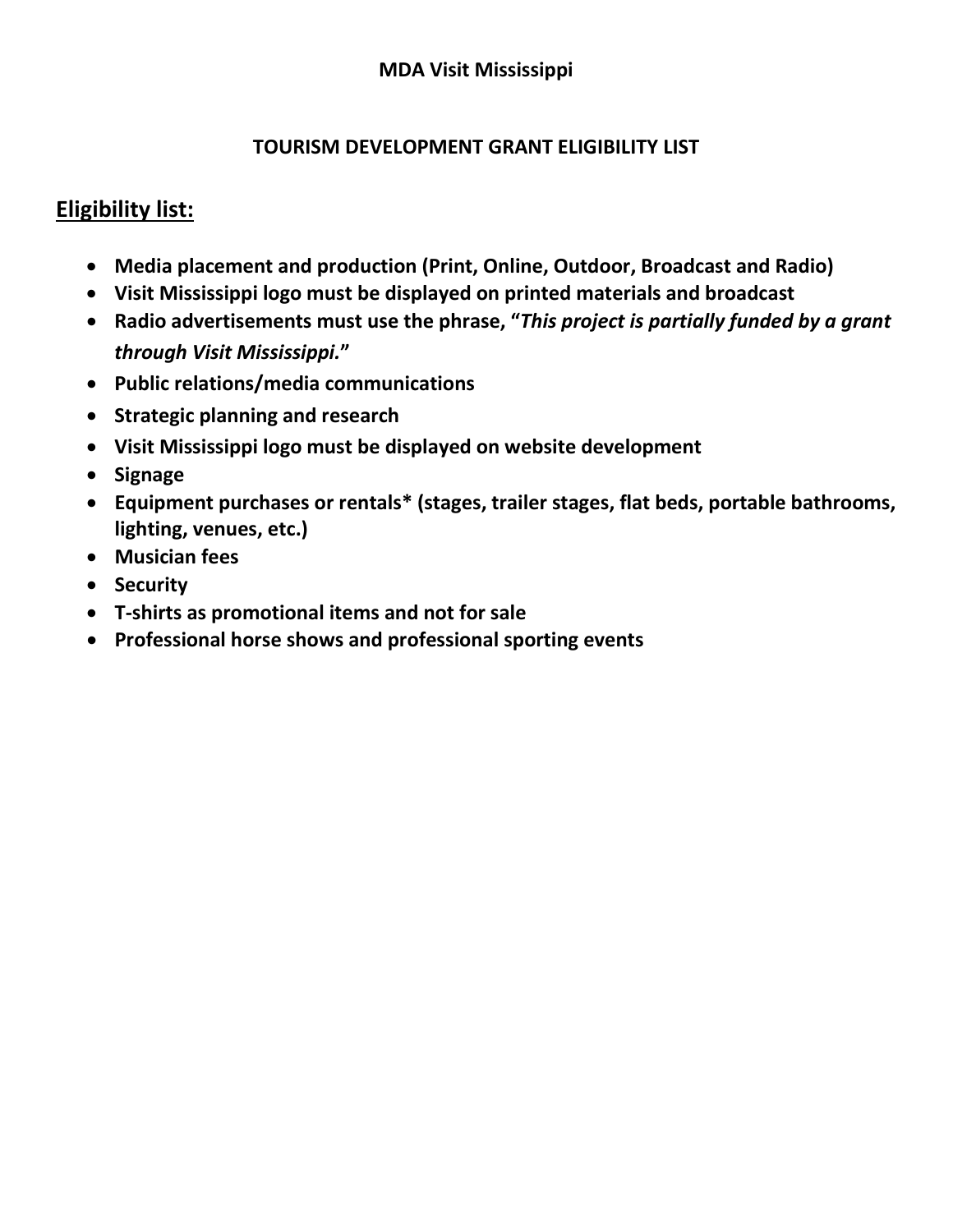**MDA Visit Mississippi**

**TOURISM DEVELOPMENT GRANT ELIGIBILITY LIST**

## Eligibility list:

- **Media placement and production (Print, Online, Outdoor, Broadcast and Radio)**
- **Visit Mississippi logo must be displayed on printed materials and broadcast**
- **Radio advertisements must use the phrase, "*This project is partially funded by a grant through Visit Mississippi.*"**
- **Public relations/media communications**
- **Strategic planning and research**
- **Visit Mississippi logo must be displayed on website development**
- **Signage**
- **Equipment purchases or rentals* (stages, trailer stages, flat beds, portable bathrooms, lighting, venues, etc.)**
- **Musician fees**
- **Security**
- **T-shirts as promotional items and not for sale**
- **Professional horse shows and professional sporting events**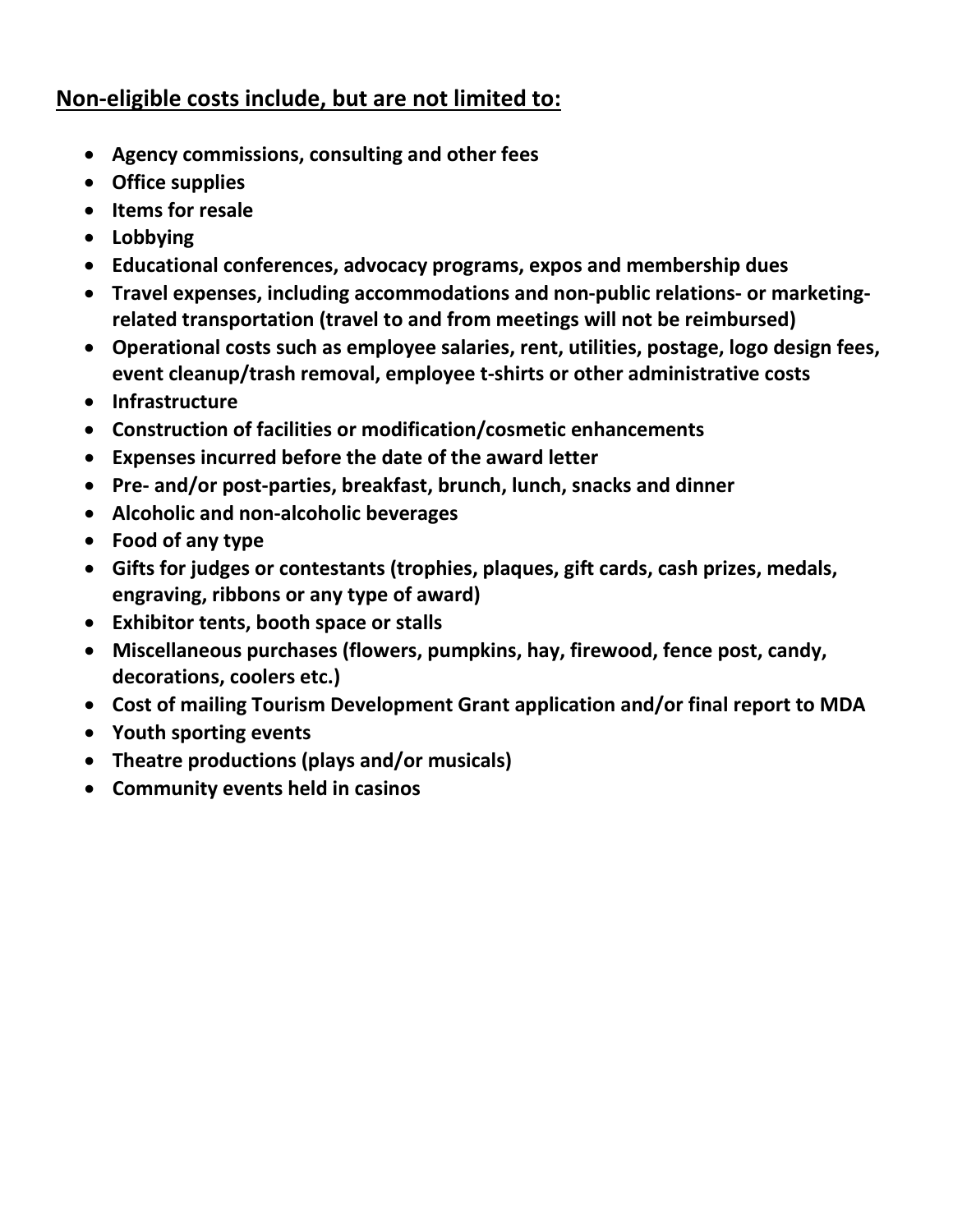**<u>Non-eligible costs include, but are not limited to:</u>**

- **Agency commissions, consulting and other fees**
- **Office supplies**
- **Items for resale**
- **Lobbying**
- **Educational conferences, advocacy programs, expos and membership dues**
- **Travel expenses, including accommodations and non-public relations- or marketing-related transportation (travel to and from meetings will not be reimbursed)**
- **Operational costs such as employee salaries, rent, utilities, postage, logo design fees, event cleanup/trash removal, employee t-shirts or other administrative costs**
- **Infrastructure**
- **Construction of facilities or modification/cosmetic enhancements**
- **Expenses incurred before the date of the award letter**
- **Pre- and/or post-parties, breakfast, brunch, lunch, snacks and dinner**
- **Alcoholic and non-alcoholic beverages**
- **Food of any type**
- **Gifts for judges or contestants (trophies, plaques, gift cards, cash prizes, medals, engraving, ribbons or any type of award)**
- **Exhibitor tents, booth space or stalls**
- **Miscellaneous purchases (flowers, pumpkins, hay, firewood, fence post, candy, decorations, coolers etc.)**
- **Cost of mailing Tourism Development Grant application and/or final report to MDA**
- **Youth sporting events**
- **Theatre productions (plays and/or musicals)**
- **Community events held in casinos**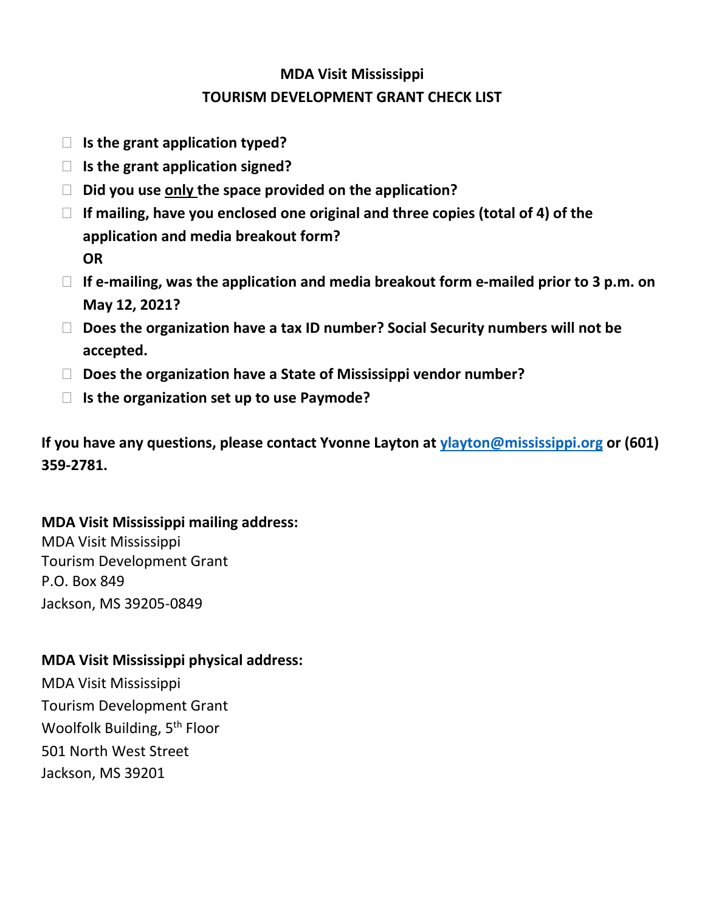**MDA Visit Mississippi**

**TOURISM DEVELOPMENT GRANT CHECK LIST**

- ☐ **Is the grant application typed?**
- ☐ **Is the grant application signed?**
- ☐ **Did you use only the space provided on the application?**
- ☐ **If mailing, have you enclosed one original and three copies (total of 4) of the application and media breakout form?**

  **OR**
- ☐ **If e-mailing, was the application and media breakout form e-mailed prior to 3 p.m. on May 12, 2021?**
- ☐ **Does the organization have a tax ID number? Social Security numbers will not be accepted.**
- ☐ **Does the organization have a State of Mississippi vendor number?**
- ☐ **Is the organization set up to use Paymode?**

**If you have any questions, please contact Yvonne Layton at [ylayton@mississippi.org](mailto:ylayton@mississippi.org) or (601) 359-2781.**

**MDA Visit Mississippi mailing address:**

MDA Visit Mississippi
Tourism Development Grant
P.O. Box 849
Jackson, MS 39205-0849

**MDA Visit Mississippi physical address:**

MDA Visit Mississippi
Tourism Development Grant
Woolfolk Building, 5th Floor
501 North West Street
Jackson, MS 39201